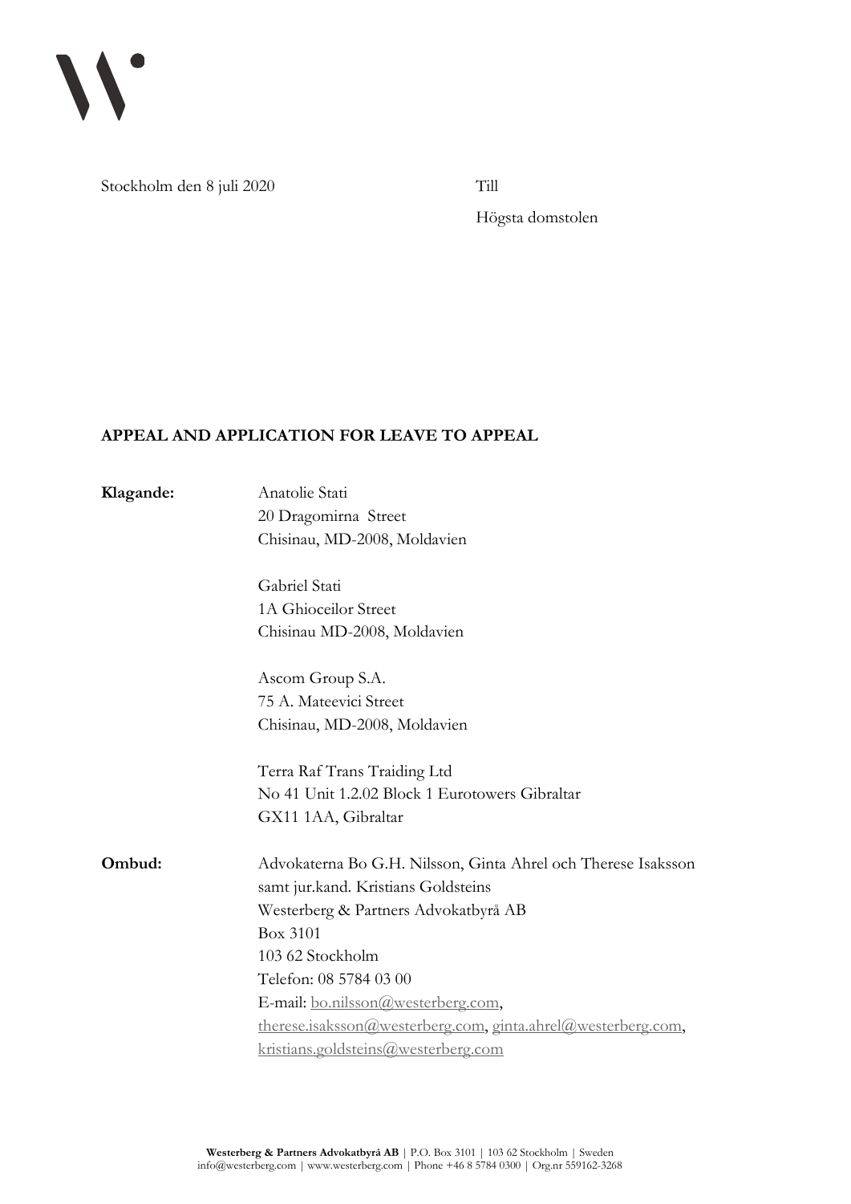Stockholm den 8 juli 2020

Till

Högsta domstolen

**APPEAL AND APPLICATION FOR LEAVE TO APPEAL**

**Klagande:**

Anatolie Stati
20 Dragomirna Street
Chisinau, MD-2008, Moldavien

Gabriel Stati
1A Ghioceilor Street
Chisinau MD-2008, Moldavien

Ascom Group S.A.
75 A. Mateevici Street
Chisinau, MD-2008, Moldavien

Terra Raf Trans Traiding Ltd
No 41 Unit 1.2.02 Block 1 Eurotowers Gibraltar
GX11 1AA, Gibraltar

**Ombud:**

Advokaterna Bo G.H. Nilsson, Ginta Ahrel och Therese Isaksson
samt jur.kand. Kristians Goldsteins
Westerberg & Partners Advokatbyrå AB
Box 3101
103 62 Stockholm
Telefon: 08 5784 03 00
E-mail: bo.nilsson@westerberg.com,
therese.isaksson@westerberg.com, ginta.ahrel@westerberg.com,
kristians.goldsteins@westerberg.com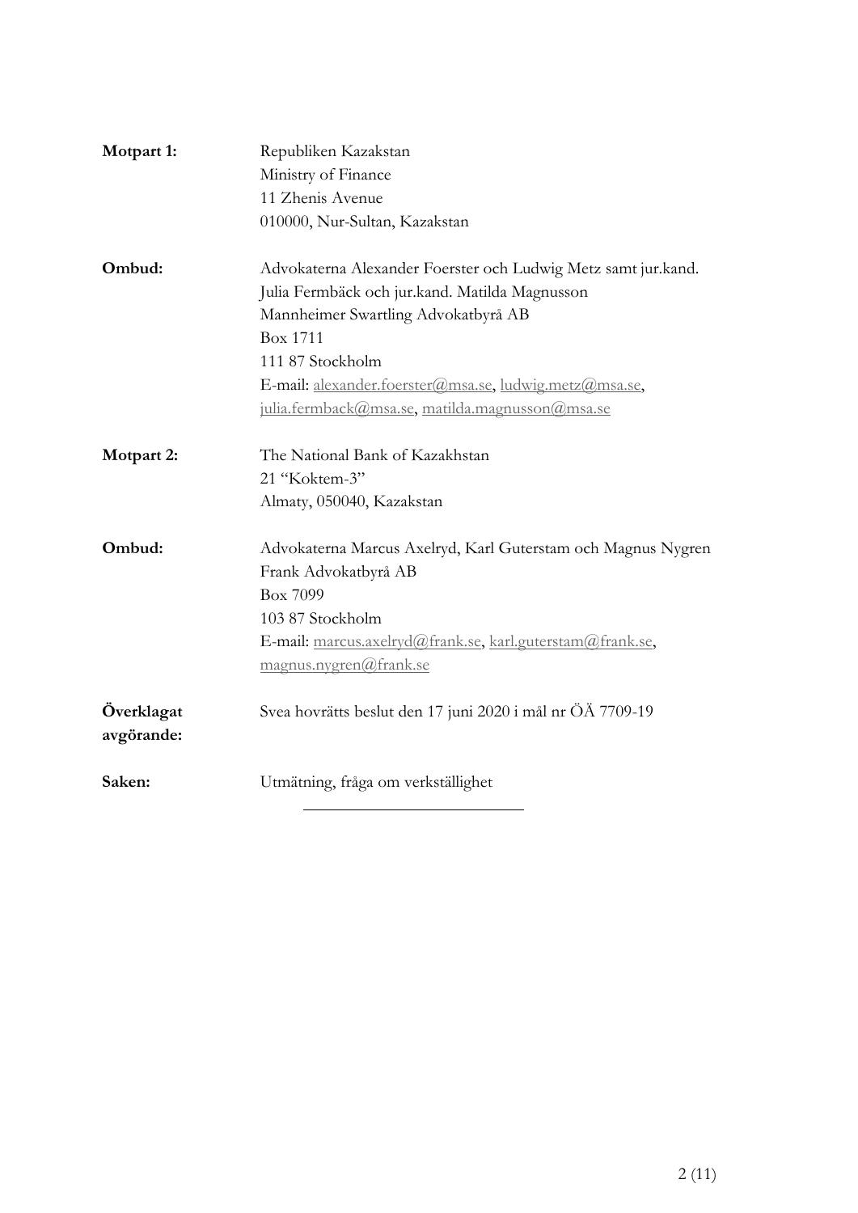**Motpart 1:** Republiken Kazakstan
Ministry of Finance
11 Zhenis Avenue
010000, Nur-Sultan, Kazakstan

**Ombud:** Advokaterna Alexander Foerster och Ludwig Metz samt jur.kand. Julia Fermbäck och jur.kand. Matilda Magnusson
Mannheimer Swartling Advokatbyrå AB
Box 1711
111 87 Stockholm
E-mail: alexander.foerster@msa.se, ludwig.metz@msa.se, julia.fermback@msa.se, matilda.magnusson@msa.se

**Motpart 2:** The National Bank of Kazakhstan
21 "Koktem-3"
Almaty, 050040, Kazakstan

**Ombud:** Advokaterna Marcus Axelryd, Karl Guterstam och Magnus Nygren
Frank Advokatbyrå AB
Box 7099
103 87 Stockholm
E-mail: marcus.axelryd@frank.se, karl.guterstam@frank.se, magnus.nygren@frank.se

**Överklagat avgörande:** Svea hovrätts beslut den 17 juni 2020 i mål nr ÖÄ 7709-19

**Saken:** Utmätning, fråga om verkställighet

---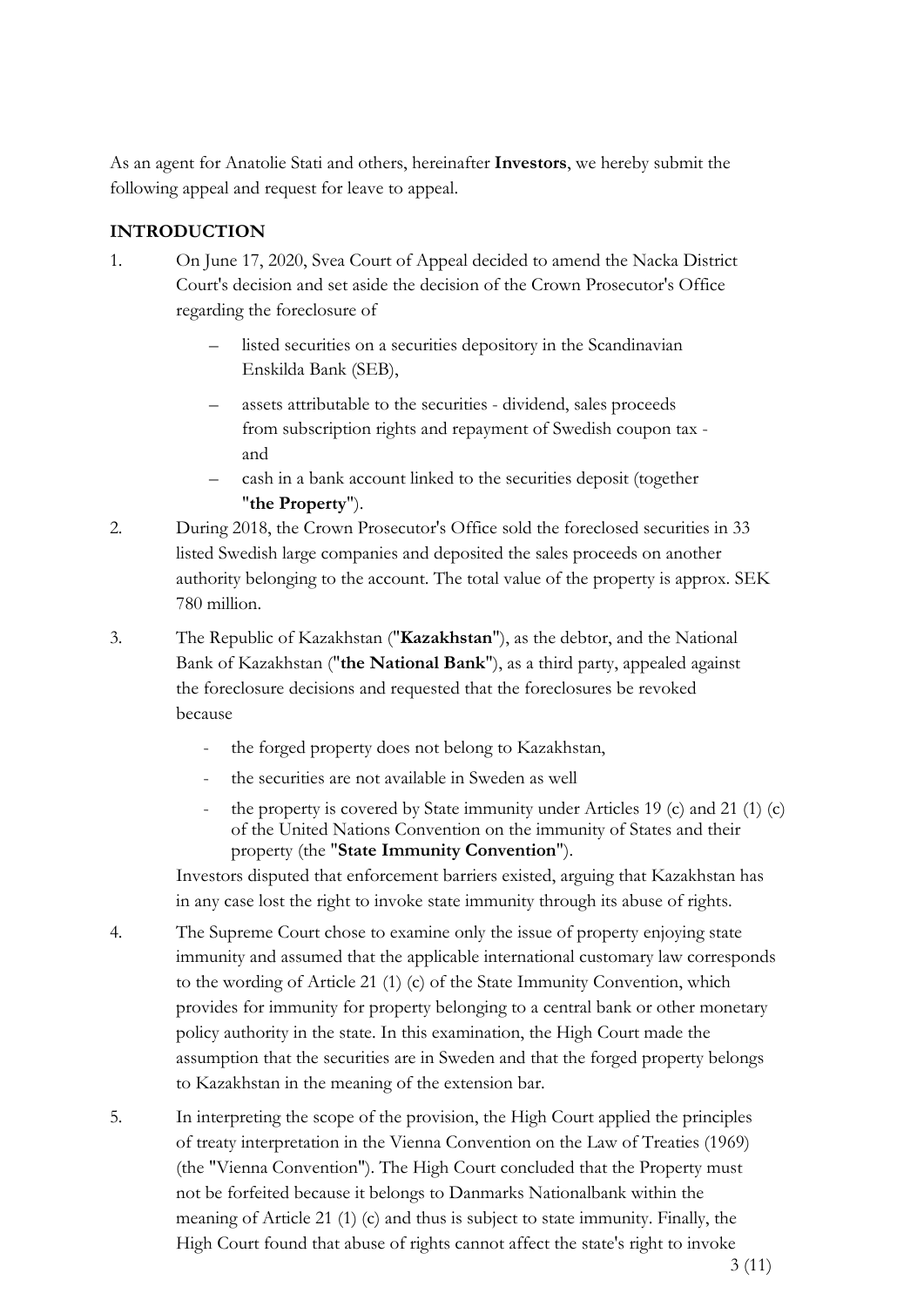As an agent for Anatolie Stati and others, hereinafter **Investors**, we hereby submit the following appeal and request for leave to appeal.

## INTRODUCTION

1. On June 17, 2020, Svea Court of Appeal decided to amend the Nacka District Court's decision and set aside the decision of the Crown Prosecutor's Office regarding the foreclosure of

   – listed securities on a securities depository in the Scandinavian Enskilda Bank (SEB),

   – assets attributable to the securities - dividend, sales proceeds from subscription rights and repayment of Swedish coupon tax - and

   – cash in a bank account linked to the securities deposit (together "**the Property**").

2. During 2018, the Crown Prosecutor's Office sold the foreclosed securities in 33 listed Swedish large companies and deposited the sales proceeds on another authority belonging to the account. The total value of the property is approx. SEK 780 million.

3. The Republic of Kazakhstan ("**Kazakhstan**"), as the debtor, and the National Bank of Kazakhstan ("**the National Bank**"), as a third party, appealed against the foreclosure decisions and requested that the foreclosures be revoked because

   - the forged property does not belong to Kazakhstan,
   - the securities are not available in Sweden as well
   - the property is covered by State immunity under Articles 19 (c) and 21 (1) (c) of the United Nations Convention on the immunity of States and their property (the "**State Immunity Convention**").

   Investors disputed that enforcement barriers existed, arguing that Kazakhstan has in any case lost the right to invoke state immunity through its abuse of rights.

4. The Supreme Court chose to examine only the issue of property enjoying state immunity and assumed that the applicable international customary law corresponds to the wording of Article 21 (1) (c) of the State Immunity Convention, which provides for immunity for property belonging to a central bank or other monetary policy authority in the state. In this examination, the High Court made the assumption that the securities are in Sweden and that the forged property belongs to Kazakhstan in the meaning of the extension bar.

5. In interpreting the scope of the provision, the High Court applied the principles of treaty interpretation in the Vienna Convention on the Law of Treaties (1969) (the "Vienna Convention"). The High Court concluded that the Property must not be forfeited because it belongs to Danmarks Nationalbank within the meaning of Article 21 (1) (c) and thus is subject to state immunity. Finally, the High Court found that abuse of rights cannot affect the state's right to invoke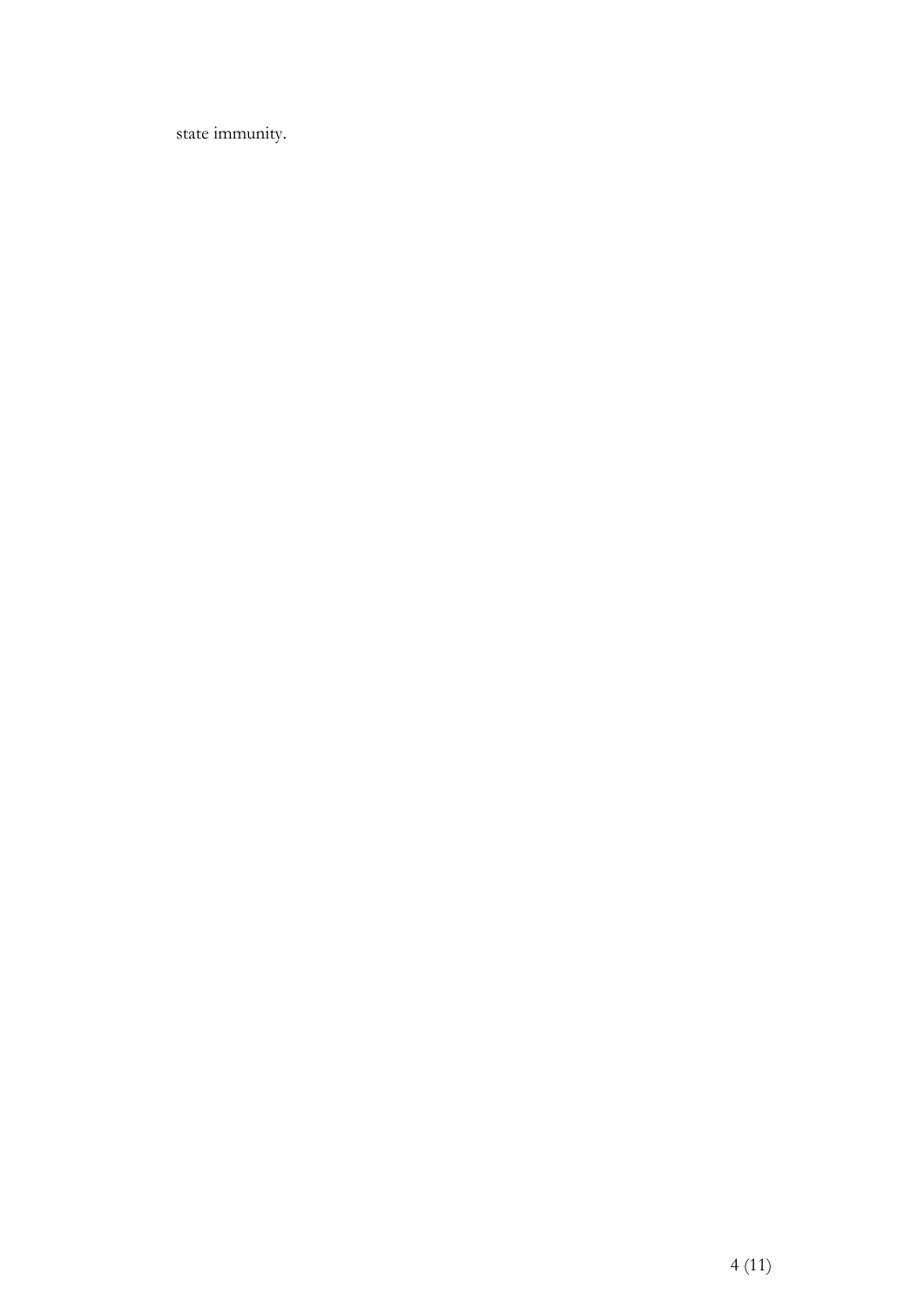state immunity.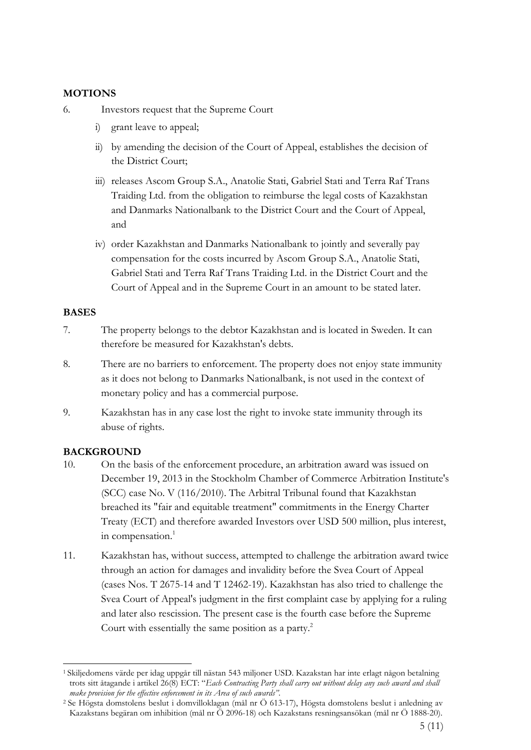## MOTIONS

6. Investors request that the Supreme Court

   i) grant leave to appeal;

   ii) by amending the decision of the Court of Appeal, establishes the decision of the District Court;

   iii) releases Ascom Group S.A., Anatolie Stati, Gabriel Stati and Terra Raf Trans Traiding Ltd. from the obligation to reimburse the legal costs of Kazakhstan and Danmarks Nationalbank to the District Court and the Court of Appeal, and

   iv) order Kazakhstan and Danmarks Nationalbank to jointly and severally pay compensation for the costs incurred by Ascom Group S.A., Anatolie Stati, Gabriel Stati and Terra Raf Trans Traiding Ltd. in the District Court and the Court of Appeal and in the Supreme Court in an amount to be stated later.

## BASES

7. The property belongs to the debtor Kazakhstan and is located in Sweden. It can therefore be measured for Kazakhstan's debts.

8. There are no barriers to enforcement. The property does not enjoy state immunity as it does not belong to Danmarks Nationalbank, is not used in the context of monetary policy and has a commercial purpose.

9. Kazakhstan has in any case lost the right to invoke state immunity through its abuse of rights.

## BACKGROUND

10. On the basis of the enforcement procedure, an arbitration award was issued on December 19, 2013 in the Stockholm Chamber of Commerce Arbitration Institute's (SCC) case No. V (116/2010). The Arbitral Tribunal found that Kazakhstan breached its "fair and equitable treatment" commitments in the Energy Charter Treaty (ECT) and therefore awarded Investors over USD 500 million, plus interest, in compensation.[1]

11. Kazakhstan has, without success, attempted to challenge the arbitration award twice through an action for damages and invalidity before the Svea Court of Appeal (cases Nos. T 2675-14 and T 12462-19). Kazakhstan has also tried to challenge the Svea Court of Appeal's judgment in the first complaint case by applying for a ruling and later also rescission. The present case is the fourth case before the Supreme Court with essentially the same position as a party.[2]

---

[1] Skiljedomens värde per idag uppgår till nästan 543 miljoner USD. Kazakstan har inte erlagt någon betalning trots sitt åtagande i artikel 26(8) ECT: "*Each Contracting Party shall carry out without delay any such award and shall make provision for the effective enforcement in its Area of such awards*".

[2] Se Högsta domstolens beslut i domvilloklagan (mål nr Ö 613-17), Högsta domstolens beslut i anledning av Kazakstans begäran om inhibition (mål nr Ö 2096-18) och Kazakstans resningsansökan (mål nr Ö 1888-20).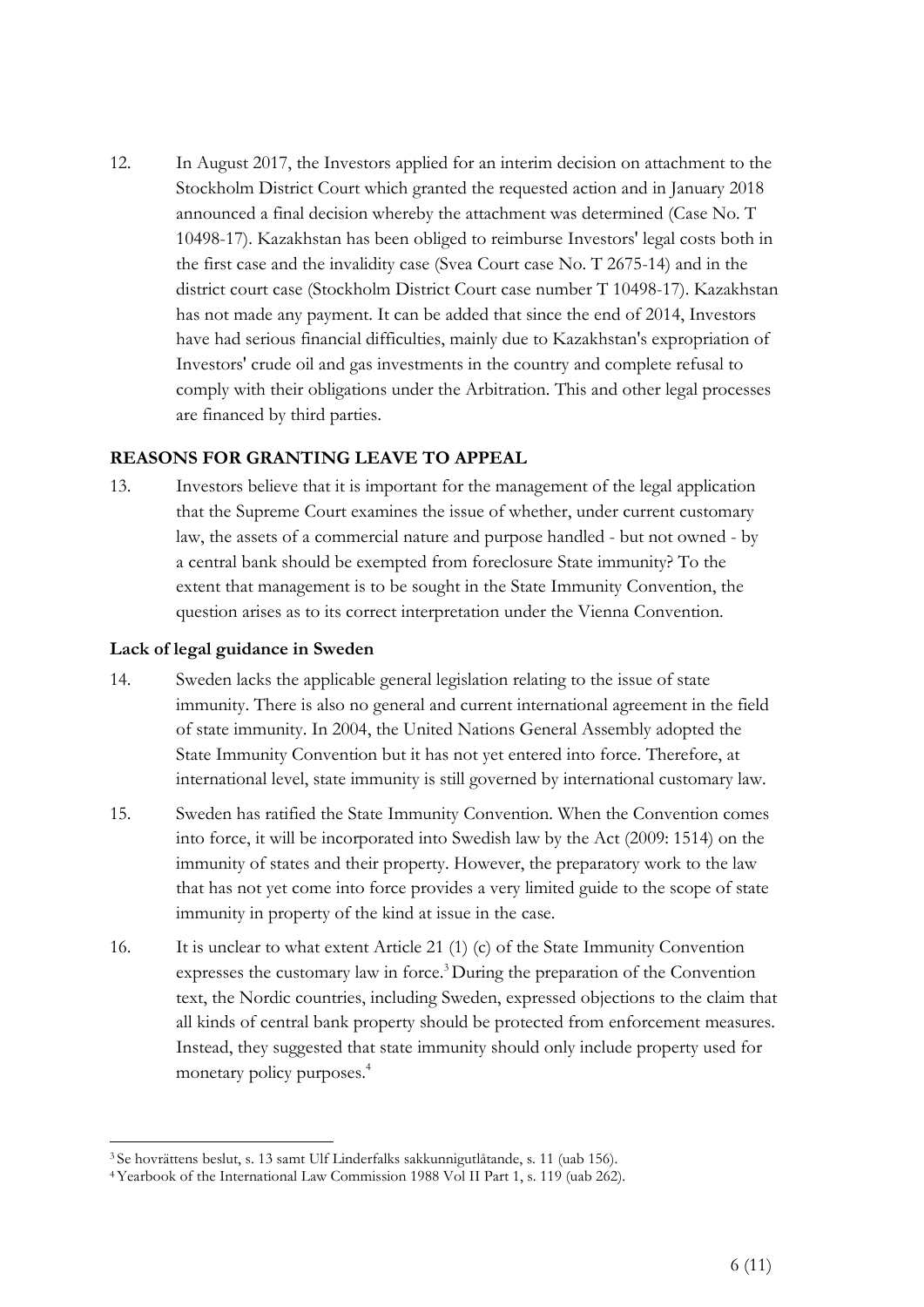12. In August 2017, the Investors applied for an interim decision on attachment to the Stockholm District Court which granted the requested action and in January 2018 announced a final decision whereby the attachment was determined (Case No. T 10498-17). Kazakhstan has been obliged to reimburse Investors' legal costs both in the first case and the invalidity case (Svea Court case No. T 2675-14) and in the district court case (Stockholm District Court case number T 10498-17). Kazakhstan has not made any payment. It can be added that since the end of 2014, Investors have had serious financial difficulties, mainly due to Kazakhstan's expropriation of Investors' crude oil and gas investments in the country and complete refusal to comply with their obligations under the Arbitration. This and other legal processes are financed by third parties.

## REASONS FOR GRANTING LEAVE TO APPEAL

13. Investors believe that it is important for the management of the legal application that the Supreme Court examines the issue of whether, under current customary law, the assets of a commercial nature and purpose handled - but not owned - by a central bank should be exempted from foreclosure State immunity? To the extent that management is to be sought in the State Immunity Convention, the question arises as to its correct interpretation under the Vienna Convention.

### Lack of legal guidance in Sweden

14. Sweden lacks the applicable general legislation relating to the issue of state immunity. There is also no general and current international agreement in the field of state immunity. In 2004, the United Nations General Assembly adopted the State Immunity Convention but it has not yet entered into force. Therefore, at international level, state immunity is still governed by international customary law.

15. Sweden has ratified the State Immunity Convention. When the Convention comes into force, it will be incorporated into Swedish law by the Act (2009: 1514) on the immunity of states and their property. However, the preparatory work to the law that has not yet come into force provides a very limited guide to the scope of state immunity in property of the kind at issue in the case.

16. It is unclear to what extent Article 21 (1) (c) of the State Immunity Convention expresses the customary law in force.[3] During the preparation of the Convention text, the Nordic countries, including Sweden, expressed objections to the claim that all kinds of central bank property should be protected from enforcement measures. Instead, they suggested that state immunity should only include property used for monetary policy purposes.[4]

---

[3] Se hovrättens beslut, s. 13 samt Ulf Linderfalks sakkunnigutlåtande, s. 11 (uab 156).

[4] Yearbook of the International Law Commission 1988 Vol II Part 1, s. 119 (uab 262).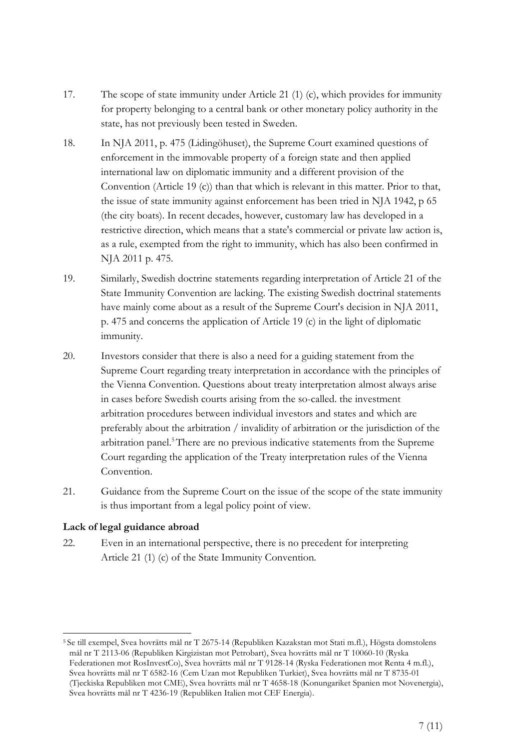17. The scope of state immunity under Article 21 (1) (c), which provides for immunity for property belonging to a central bank or other monetary policy authority in the state, has not previously been tested in Sweden.

18. In NJA 2011, p. 475 (Lidingöhuset), the Supreme Court examined questions of enforcement in the immovable property of a foreign state and then applied international law on diplomatic immunity and a different provision of the Convention (Article 19 (c)) than that which is relevant in this matter. Prior to that, the issue of state immunity against enforcement has been tried in NJA 1942, p 65 (the city boats). In recent decades, however, customary law has developed in a restrictive direction, which means that a state's commercial or private law action is, as a rule, exempted from the right to immunity, which has also been confirmed in NJA 2011 p. 475.

19. Similarly, Swedish doctrine statements regarding interpretation of Article 21 of the State Immunity Convention are lacking. The existing Swedish doctrinal statements have mainly come about as a result of the Supreme Court's decision in NJA 2011, p. 475 and concerns the application of Article 19 (c) in the light of diplomatic immunity.

20. Investors consider that there is also a need for a guiding statement from the Supreme Court regarding treaty interpretation in accordance with the principles of the Vienna Convention. Questions about treaty interpretation almost always arise in cases before Swedish courts arising from the so-called. the investment arbitration procedures between individual investors and states and which are preferably about the arbitration / invalidity of arbitration or the jurisdiction of the arbitration panel.[5] There are no previous indicative statements from the Supreme Court regarding the application of the Treaty interpretation rules of the Vienna Convention.

21. Guidance from the Supreme Court on the issue of the scope of the state immunity is thus important from a legal policy point of view.

**Lack of legal guidance abroad**

22. Even in an international perspective, there is no precedent for interpreting Article 21 (1) (c) of the State Immunity Convention.

[5] Se till exempel, Svea hovrätts mål nr T 2675-14 (Republiken Kazakstan mot Stati m.fl.), Högsta domstolens mål nr T 2113-06 (Republiken Kirgizistan mot Petrobart), Svea hovrätts mål nr T 10060-10 (Ryska Federationen mot RosInvestCo), Svea hovrätts mål nr T 9128-14 (Ryska Federationen mot Renta 4 m.fl.), Svea hovrätts mål nr T 6582-16 (Cem Uzan mot Republiken Turkiet), Svea hovrätts mål nr T 8735-01 (Tjeckiska Republiken mot CME), Svea hovrätts mål nr T 4658-18 (Konungariket Spanien mot Novenergia), Svea hovrätts mål nr T 4236-19 (Republiken Italien mot CEF Energia).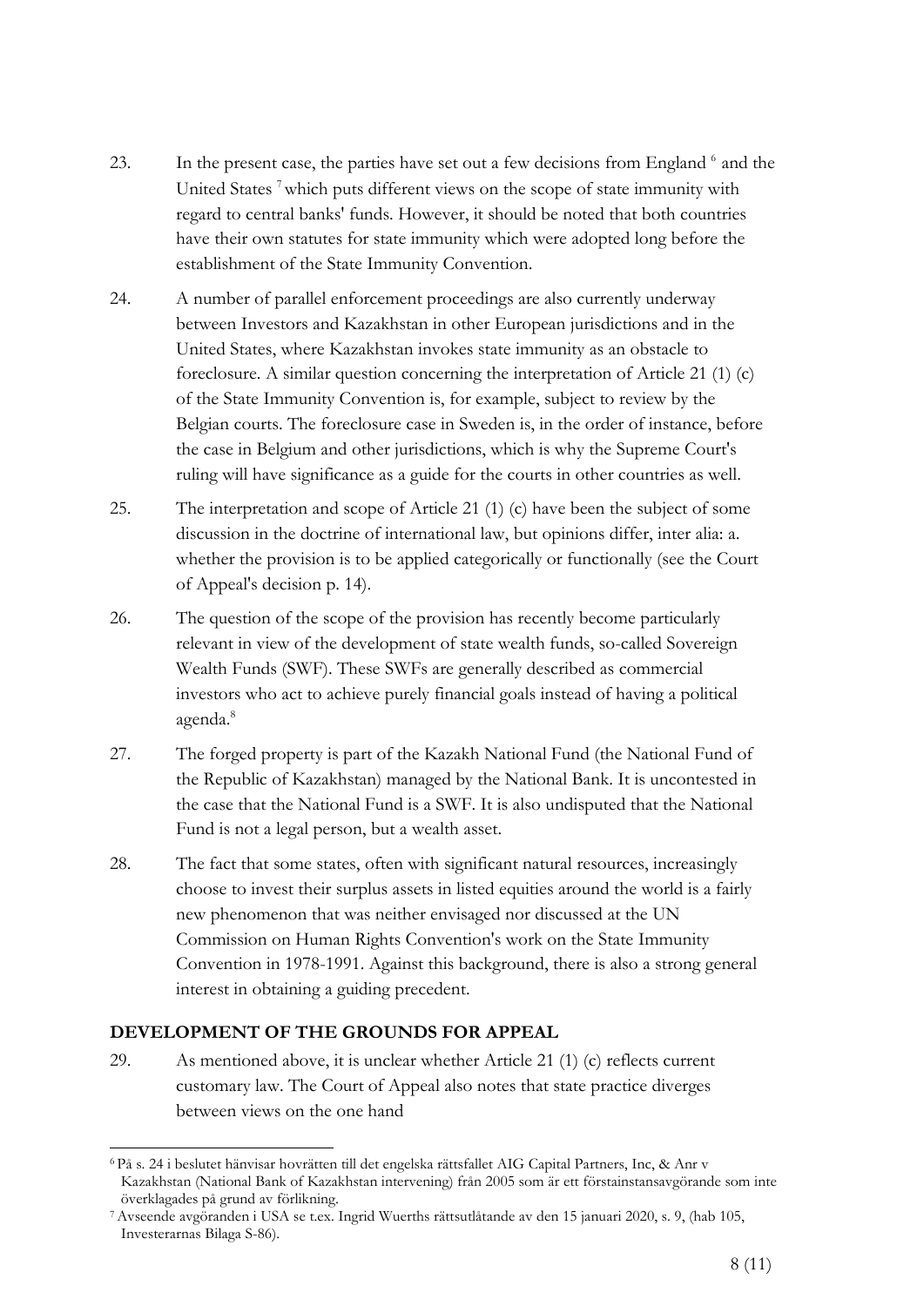23. In the present case, the parties have set out a few decisions from England [6] and the United States [7] which puts different views on the scope of state immunity with regard to central banks' funds. However, it should be noted that both countries have their own statutes for state immunity which were adopted long before the establishment of the State Immunity Convention.

24. A number of parallel enforcement proceedings are also currently underway between Investors and Kazakhstan in other European jurisdictions and in the United States, where Kazakhstan invokes state immunity as an obstacle to foreclosure. A similar question concerning the interpretation of Article 21 (1) (c) of the State Immunity Convention is, for example, subject to review by the Belgian courts. The foreclosure case in Sweden is, in the order of instance, before the case in Belgium and other jurisdictions, which is why the Supreme Court's ruling will have significance as a guide for the courts in other countries as well.

25. The interpretation and scope of Article 21 (1) (c) have been the subject of some discussion in the doctrine of international law, but opinions differ, inter alia: a. whether the provision is to be applied categorically or functionally (see the Court of Appeal's decision p. 14).

26. The question of the scope of the provision has recently become particularly relevant in view of the development of state wealth funds, so-called Sovereign Wealth Funds (SWF). These SWFs are generally described as commercial investors who act to achieve purely financial goals instead of having a political agenda.[8]

27. The forged property is part of the Kazakh National Fund (the National Fund of the Republic of Kazakhstan) managed by the National Bank. It is uncontested in the case that the National Fund is a SWF. It is also undisputed that the National Fund is not a legal person, but a wealth asset.

28. The fact that some states, often with significant natural resources, increasingly choose to invest their surplus assets in listed equities around the world is a fairly new phenomenon that was neither envisaged nor discussed at the UN Commission on Human Rights Convention's work on the State Immunity Convention in 1978-1991. Against this background, there is also a strong general interest in obtaining a guiding precedent.

## DEVELOPMENT OF THE GROUNDS FOR APPEAL

29. As mentioned above, it is unclear whether Article 21 (1) (c) reflects current customary law. The Court of Appeal also notes that state practice diverges between views on the one hand

---

[6] På s. 24 i beslutet hänvisar hovrätten till det engelska rättsfallet AIG Capital Partners, Inc, & Anr v Kazakhstan (National Bank of Kazakhstan intervening) från 2005 som är ett förstainstansavgörande som inte överklagades på grund av förlikning.

[7] Avseende avgöranden i USA se t.ex. Ingrid Wuerths rättsutlåtande av den 15 januari 2020, s. 9, (hab 105, Investerarnas Bilaga S-86).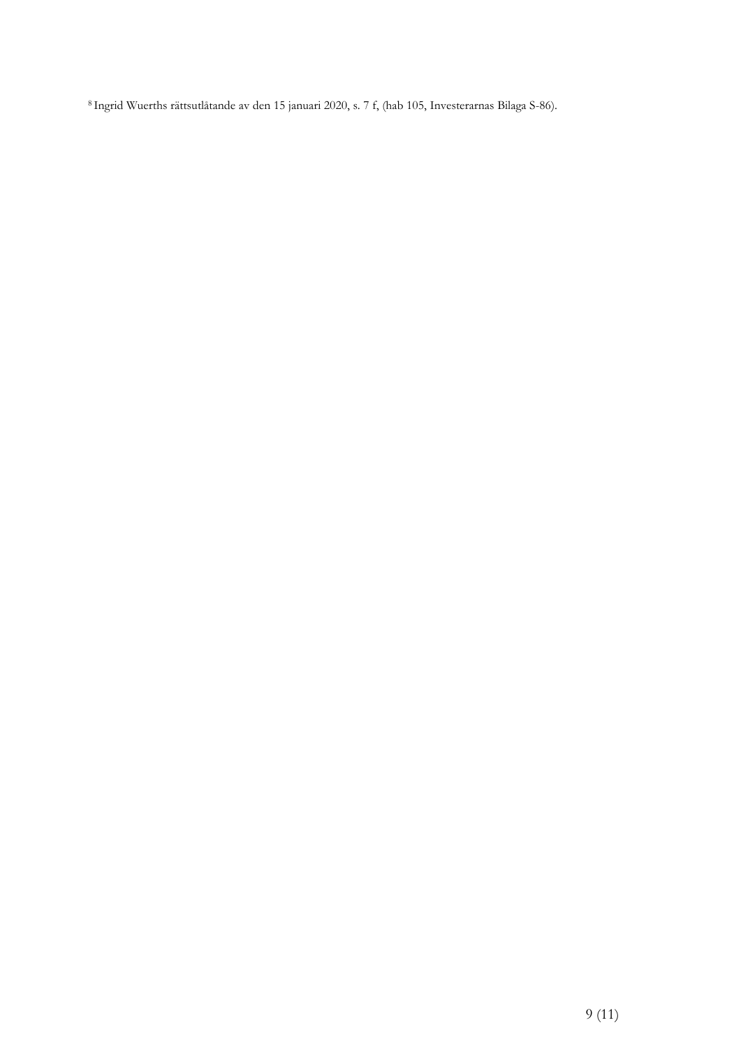[8] Ingrid Wuerths rättsutlåtande av den 15 januari 2020, s. 7 f, (hab 105, Investerarnas Bilaga S-86).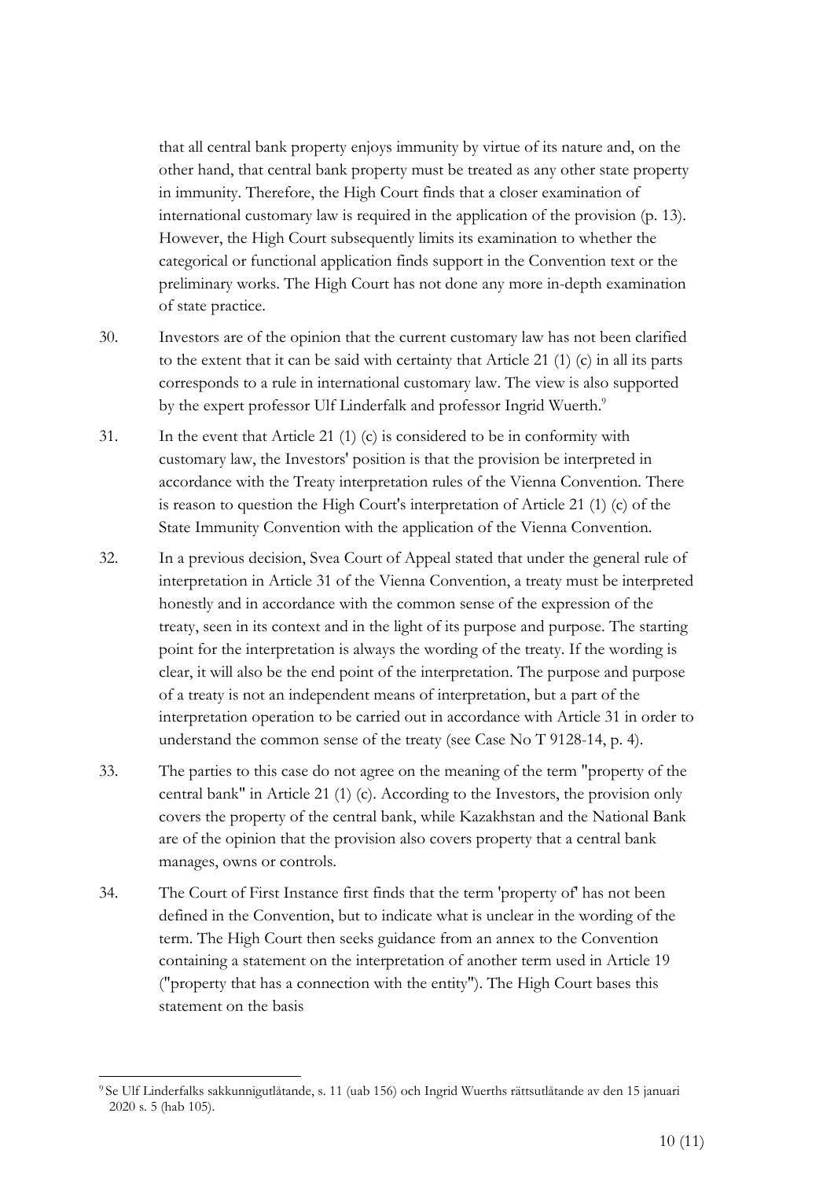that all central bank property enjoys immunity by virtue of its nature and, on the other hand, that central bank property must be treated as any other state property in immunity. Therefore, the High Court finds that a closer examination of international customary law is required in the application of the provision (p. 13). However, the High Court subsequently limits its examination to whether the categorical or functional application finds support in the Convention text or the preliminary works. The High Court has not done any more in-depth examination of state practice.

30. Investors are of the opinion that the current customary law has not been clarified to the extent that it can be said with certainty that Article 21 (1) (c) in all its parts corresponds to a rule in international customary law. The view is also supported by the expert professor Ulf Linderfalk and professor Ingrid Wuerth.[9]

31. In the event that Article 21 (1) (c) is considered to be in conformity with customary law, the Investors' position is that the provision be interpreted in accordance with the Treaty interpretation rules of the Vienna Convention. There is reason to question the High Court's interpretation of Article 21 (1) (c) of the State Immunity Convention with the application of the Vienna Convention.

32. In a previous decision, Svea Court of Appeal stated that under the general rule of interpretation in Article 31 of the Vienna Convention, a treaty must be interpreted honestly and in accordance with the common sense of the expression of the treaty, seen in its context and in the light of its purpose and purpose. The starting point for the interpretation is always the wording of the treaty. If the wording is clear, it will also be the end point of the interpretation. The purpose and purpose of a treaty is not an independent means of interpretation, but a part of the interpretation operation to be carried out in accordance with Article 31 in order to understand the common sense of the treaty (see Case No T 9128-14, p. 4).

33. The parties to this case do not agree on the meaning of the term "property of the central bank" in Article 21 (1) (c). According to the Investors, the provision only covers the property of the central bank, while Kazakhstan and the National Bank are of the opinion that the provision also covers property that a central bank manages, owns or controls.

34. The Court of First Instance first finds that the term 'property of' has not been defined in the Convention, but to indicate what is unclear in the wording of the term. The High Court then seeks guidance from an annex to the Convention containing a statement on the interpretation of another term used in Article 19 ("property that has a connection with the entity"). The High Court bases this statement on the basis

[9] Se Ulf Linderfalks sakkunnigutlåtande, s. 11 (uab 156) och Ingrid Wuerths rättsutlåtande av den 15 januari 2020 s. 5 (hab 105).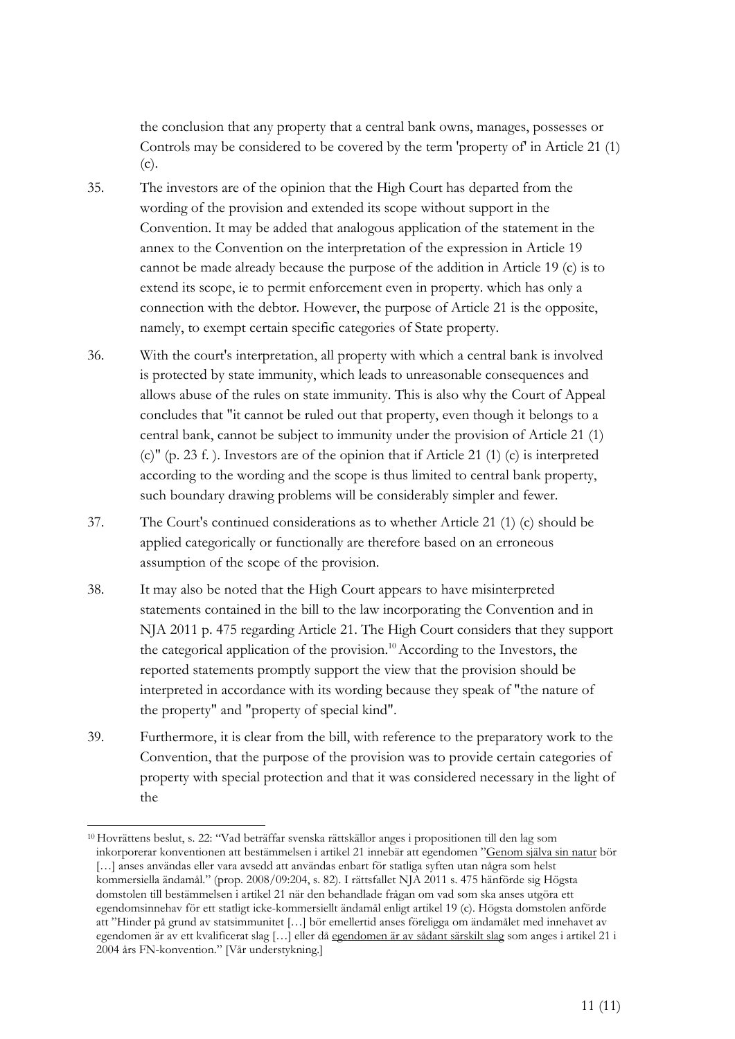the conclusion that any property that a central bank owns, manages, possesses or Controls may be considered to be covered by the term 'property of' in Article 21 (1) (c).

35. The investors are of the opinion that the High Court has departed from the wording of the provision and extended its scope without support in the Convention. It may be added that analogous application of the statement in the annex to the Convention on the interpretation of the expression in Article 19 cannot be made already because the purpose of the addition in Article 19 (c) is to extend its scope, ie to permit enforcement even in property. which has only a connection with the debtor. However, the purpose of Article 21 is the opposite, namely, to exempt certain specific categories of State property.

36. With the court's interpretation, all property with which a central bank is involved is protected by state immunity, which leads to unreasonable consequences and allows abuse of the rules on state immunity. This is also why the Court of Appeal concludes that "it cannot be ruled out that property, even though it belongs to a central bank, cannot be subject to immunity under the provision of Article 21 (1) (c)" (p. 23 f. ). Investors are of the opinion that if Article 21 (1) (c) is interpreted according to the wording and the scope is thus limited to central bank property, such boundary drawing problems will be considerably simpler and fewer.

37. The Court's continued considerations as to whether Article 21 (1) (c) should be applied categorically or functionally are therefore based on an erroneous assumption of the scope of the provision.

38. It may also be noted that the High Court appears to have misinterpreted statements contained in the bill to the law incorporating the Convention and in NJA 2011 p. 475 regarding Article 21. The High Court considers that they support the categorical application of the provision.[10] According to the Investors, the reported statements promptly support the view that the provision should be interpreted in accordance with its wording because they speak of "the nature of the property" and "property of special kind".

39. Furthermore, it is clear from the bill, with reference to the preparatory work to the Convention, that the purpose of the provision was to provide certain categories of property with special protection and that it was considered necessary in the light of the

[10] Hovrättens beslut, s. 22: "Vad beträffar svenska rättskällor anges i propositionen till den lag som inkorporerar konventionen att bestämmelsen i artikel 21 innebär att egendomen "Genom själva sin natur bör […] anses användas eller vara avsedd att användas enbart för statliga syften utan några som helst kommersiella ändamål." (prop. 2008/09:204, s. 82). I rättsfallet NJA 2011 s. 475 hänförde sig Högsta domstolen till bestämmelsen i artikel 21 när den behandlade frågan om vad som ska anses utgöra ett egendomsinnehav för ett statligt icke-kommersiellt ändamål enligt artikel 19 (c). Högsta domstolen anförde att "Hinder på grund av statsimmunitet […] bör emellertid anses föreligga om ändamålet med innehavet av egendomen är av ett kvalificerat slag […] eller då egendomen är av sådant särskilt slag som anges i artikel 21 i 2004 års FN-konvention." [Vår understykning.]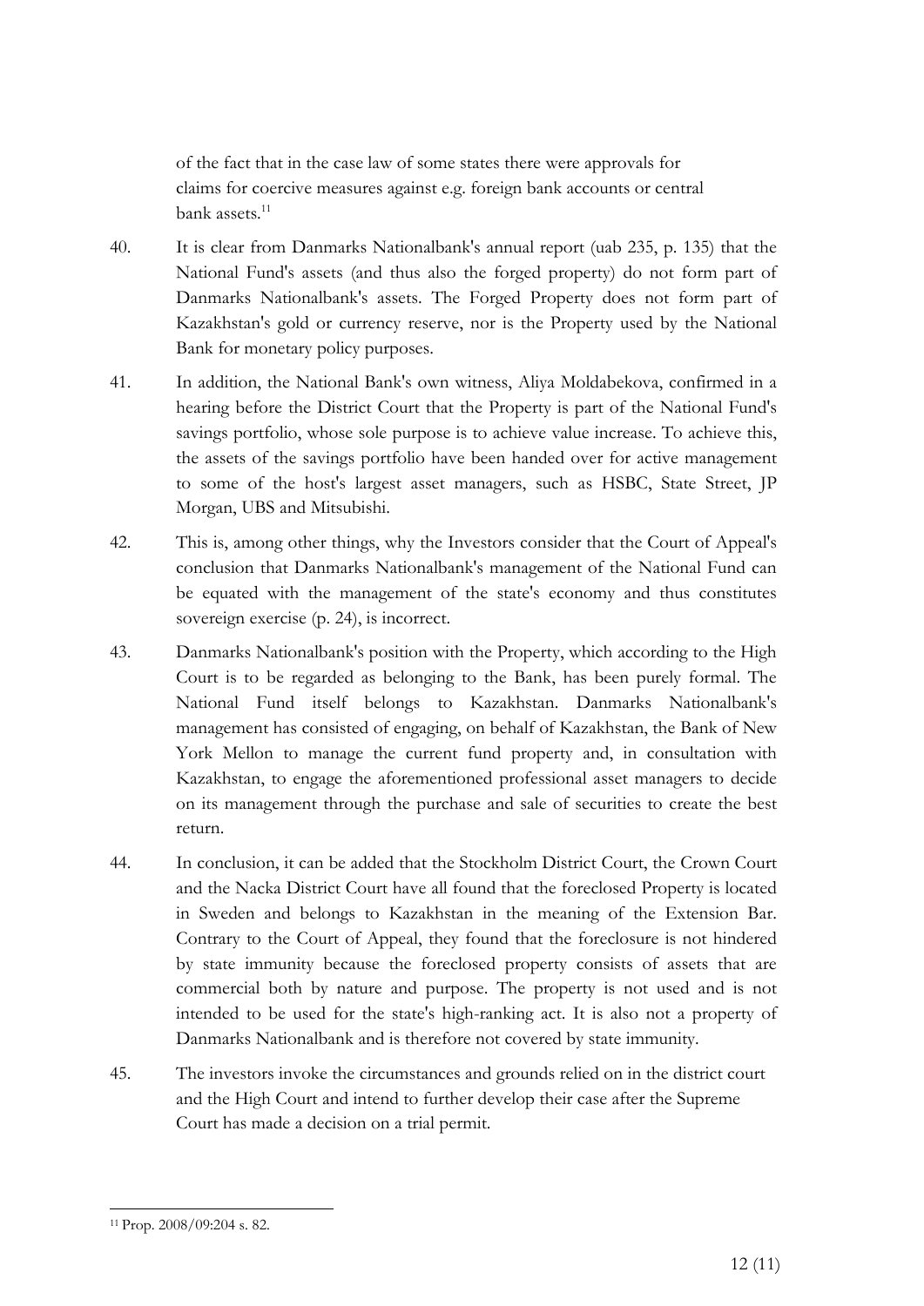of the fact that in the case law of some states there were approvals for claims for coercive measures against e.g. foreign bank accounts or central bank assets.[11]

40. It is clear from Danmarks Nationalbank's annual report (uab 235, p. 135) that the National Fund's assets (and thus also the forged property) do not form part of Danmarks Nationalbank's assets. The Forged Property does not form part of Kazakhstan's gold or currency reserve, nor is the Property used by the National Bank for monetary policy purposes.

41. In addition, the National Bank's own witness, Aliya Moldabekova, confirmed in a hearing before the District Court that the Property is part of the National Fund's savings portfolio, whose sole purpose is to achieve value increase. To achieve this, the assets of the savings portfolio have been handed over for active management to some of the host's largest asset managers, such as HSBC, State Street, JP Morgan, UBS and Mitsubishi.

42. This is, among other things, why the Investors consider that the Court of Appeal's conclusion that Danmarks Nationalbank's management of the National Fund can be equated with the management of the state's economy and thus constitutes sovereign exercise (p. 24), is incorrect.

43. Danmarks Nationalbank's position with the Property, which according to the High Court is to be regarded as belonging to the Bank, has been purely formal. The National Fund itself belongs to Kazakhstan. Danmarks Nationalbank's management has consisted of engaging, on behalf of Kazakhstan, the Bank of New York Mellon to manage the current fund property and, in consultation with Kazakhstan, to engage the aforementioned professional asset managers to decide on its management through the purchase and sale of securities to create the best return.

44. In conclusion, it can be added that the Stockholm District Court, the Crown Court and the Nacka District Court have all found that the foreclosed Property is located in Sweden and belongs to Kazakhstan in the meaning of the Extension Bar. Contrary to the Court of Appeal, they found that the foreclosure is not hindered by state immunity because the foreclosed property consists of assets that are commercial both by nature and purpose. The property is not used and is not intended to be used for the state's high-ranking act. It is also not a property of Danmarks Nationalbank and is therefore not covered by state immunity.

45. The investors invoke the circumstances and grounds relied on in the district court and the High Court and intend to further develop their case after the Supreme Court has made a decision on a trial permit.

---

[11] Prop. 2008/09:204 s. 82.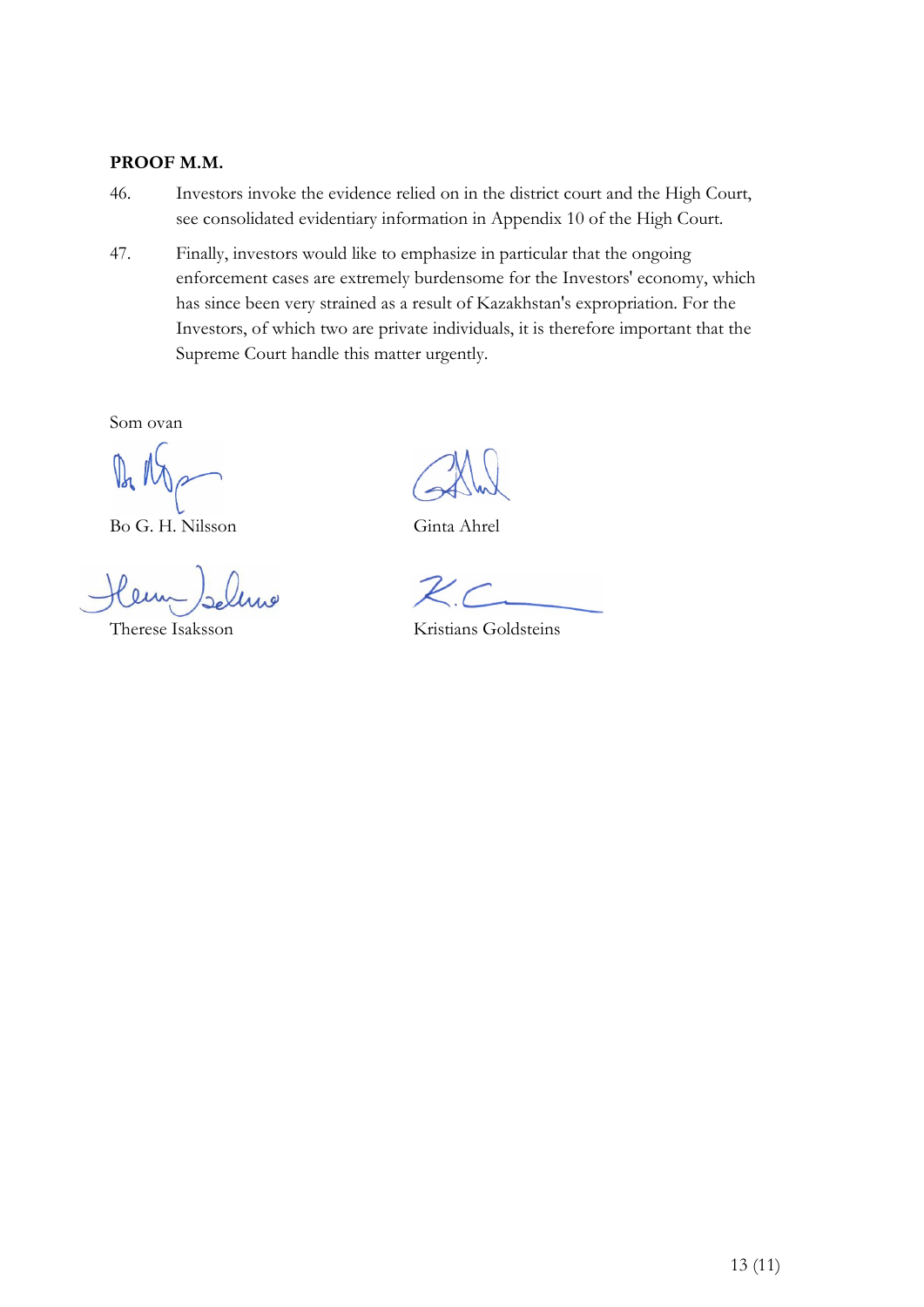**PROOF M.M.**

46. Investors invoke the evidence relied on in the district court and the High Court, see consolidated evidentiary information in Appendix 10 of the High Court.

47. Finally, investors would like to emphasize in particular that the ongoing enforcement cases are extremely burdensome for the Investors' economy, which has since been very strained as a result of Kazakhstan's expropriation. For the Investors, of which two are private individuals, it is therefore important that the Supreme Court handle this matter urgently.

Som ovan

Bo G. H. Nilsson

Ginta Ahrel

Therese Isaksson

Kristians Goldsteins